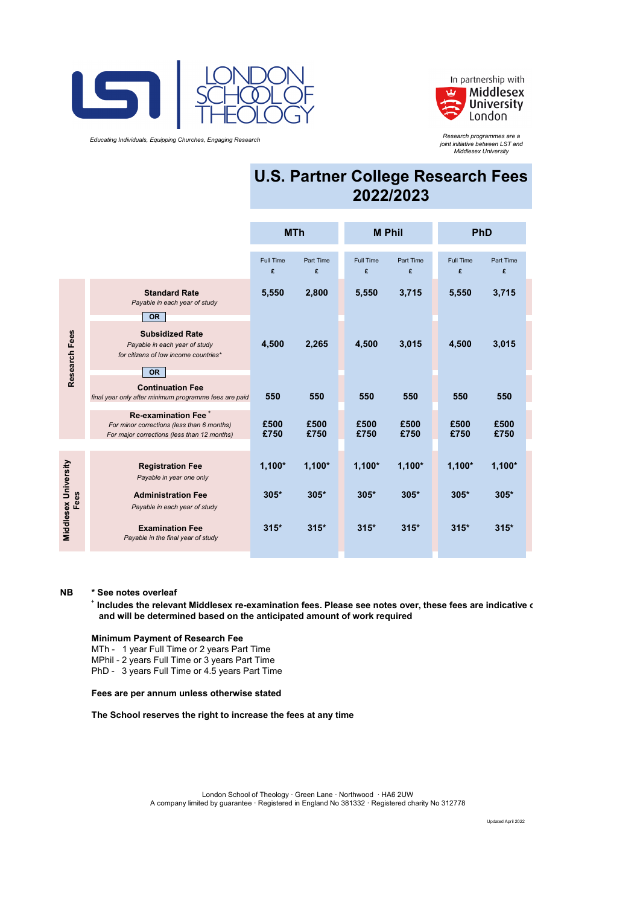LONDON SCHOOL OF THEOLOGY

*Educating Individuals, Equipping Churches, Engaging Research*

In partnership with Middlesex University London

*Research programmes are a joint initiative between LST and Middlesex University*

# U.S. Partner College Research Fees 2022/2023

| | | MTh | | M Phil | | PhD | |
|---|---|---|---|---|---|---|---|
| | | Full Time £ | Part Time £ | Full Time £ | Part Time £ | Full Time £ | Part Time £ |
| Research Fees | **Standard Rate** *Payable in each year of study* | **5,550** | **2,800** | **5,550** | **3,715** | **5,550** | **3,715** |
| | **OR** | | | | | | |
| | **Subsidized Rate** *Payable in each year of study for citizens of low income countries** | **4,500** | **2,265** | **4,500** | **3,015** | **4,500** | **3,015** |
| | **OR** | | | | | | |
| | **Continuation Fee** *final year only after minimum programme fees are paid* | **550** | **550** | **550** | **550** | **550** | **550** |
| | **Re-examination Fee** [+] *For minor corrections (less than 6 months) For major corrections (less than 12 months)* | **£500 £750** | **£500 £750** | **£500 £750** | **£500 £750** | **£500 £750** | **£500 £750** |
| Middlesex University Fees | **Registration Fee** *Payable in year one only* | **1,100*** | **1,100*** | **1,100*** | **1,100*** | **1,100*** | **1,100*** |
| | **Administration Fee** *Payable in each year of study* | **305*** | **305*** | **305*** | **305*** | **305*** | **305*** |
| | **Examination Fee** *Payable in the final year of study* | **315*** | **315*** | **315*** | **315*** | **315*** | **315*** |

**NB** **\* See notes overleaf**

[+] **Includes the relevant Middlesex re-examination fees. Please see notes over, these fees are indicative c and will be determined based on the anticipated amount of work required**

**Minimum Payment of Research Fee**

MTh - 1 year Full Time or 2 years Part Time
MPhil - 2 years Full Time or 3 years Part Time
PhD - 3 years Full Time or 4.5 years Part Time

**Fees are per annum unless otherwise stated**

**The School reserves the right to increase the fees at any time**

London School of Theology · Green Lane · Northwood · HA6 2UW
A company limited by guarantee · Registered in England No 381332 · Registered charity No 312778

Updated April 2022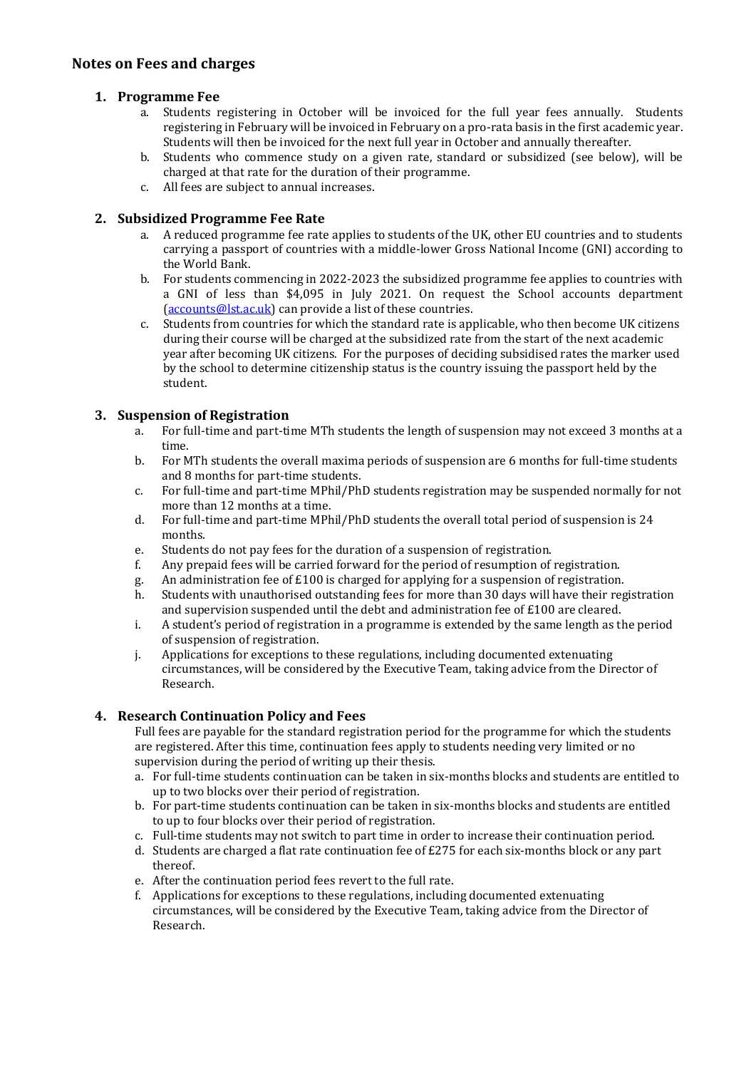## Notes on Fees and charges

### 1. Programme Fee

a. Students registering in October will be invoiced for the full year fees annually. Students registering in February will be invoiced in February on a pro-rata basis in the first academic year. Students will then be invoiced for the next full year in October and annually thereafter.

b. Students who commence study on a given rate, standard or subsidized (see below), will be charged at that rate for the duration of their programme.

c. All fees are subject to annual increases.

### 2. Subsidized Programme Fee Rate

a. A reduced programme fee rate applies to students of the UK, other EU countries and to students carrying a passport of countries with a middle-lower Gross National Income (GNI) according to the World Bank.

b. For students commencing in 2022-2023 the subsidized programme fee applies to countries with a GNI of less than $4,095 in July 2021. On request the School accounts department (accounts@lst.ac.uk) can provide a list of these countries.

c. Students from countries for which the standard rate is applicable, who then become UK citizens during their course will be charged at the subsidized rate from the start of the next academic year after becoming UK citizens. For the purposes of deciding subsidised rates the marker used by the school to determine citizenship status is the country issuing the passport held by the student.

### 3. Suspension of Registration

a. For full-time and part-time MTh students the length of suspension may not exceed 3 months at a time.

b. For MTh students the overall maxima periods of suspension are 6 months for full-time students and 8 months for part-time students.

c. For full-time and part-time MPhil/PhD students registration may be suspended normally for not more than 12 months at a time.

d. For full-time and part-time MPhil/PhD students the overall total period of suspension is 24 months.

e. Students do not pay fees for the duration of a suspension of registration.

f. Any prepaid fees will be carried forward for the period of resumption of registration.

g. An administration fee of £100 is charged for applying for a suspension of registration.

h. Students with unauthorised outstanding fees for more than 30 days will have their registration and supervision suspended until the debt and administration fee of £100 are cleared.

i. A student's period of registration in a programme is extended by the same length as the period of suspension of registration.

j. Applications for exceptions to these regulations, including documented extenuating circumstances, will be considered by the Executive Team, taking advice from the Director of Research.

### 4. Research Continuation Policy and Fees

Full fees are payable for the standard registration period for the programme for which the students are registered. After this time, continuation fees apply to students needing very limited or no supervision during the period of writing up their thesis.

a. For full-time students continuation can be taken in six-months blocks and students are entitled to up to two blocks over their period of registration.

b. For part-time students continuation can be taken in six-months blocks and students are entitled to up to four blocks over their period of registration.

c. Full-time students may not switch to part time in order to increase their continuation period.

d. Students are charged a flat rate continuation fee of £275 for each six-months block or any part thereof.

e. After the continuation period fees revert to the full rate.

f. Applications for exceptions to these regulations, including documented extenuating circumstances, will be considered by the Executive Team, taking advice from the Director of Research.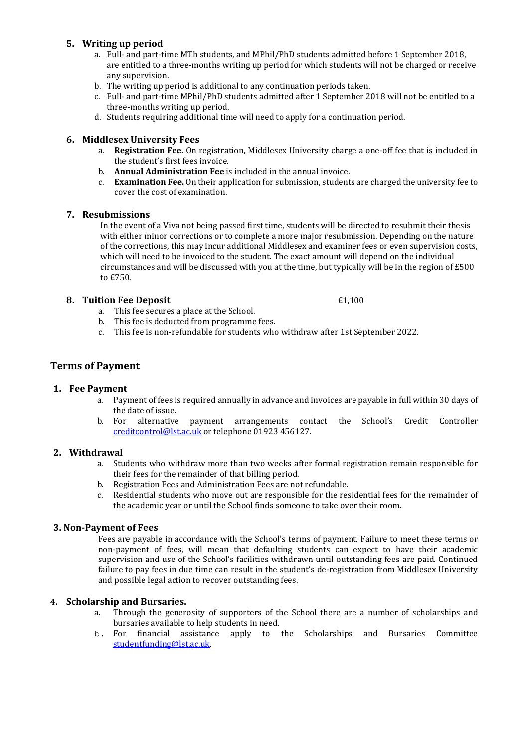### 5. Writing up period

a. Full- and part-time MTh students, and MPhil/PhD students admitted before 1 September 2018, are entitled to a three-months writing up period for which students will not be charged or receive any supervision.
b. The writing up period is additional to any continuation periods taken.
c. Full- and part-time MPhil/PhD students admitted after 1 September 2018 will not be entitled to a three-months writing up period.
d. Students requiring additional time will need to apply for a continuation period.

### 6. Middlesex University Fees

a. **Registration Fee.** On registration, Middlesex University charge a one-off fee that is included in the student's first fees invoice.
b. **Annual Administration Fee** is included in the annual invoice.
c. **Examination Fee.** On their application for submission, students are charged the university fee to cover the cost of examination.

### 7. Resubmissions

In the event of a Viva not being passed first time, students will be directed to resubmit their thesis with either minor corrections or to complete a more major resubmission. Depending on the nature of the corrections, this may incur additional Middlesex and examiner fees or even supervision costs, which will need to be invoiced to the student. The exact amount will depend on the individual circumstances and will be discussed with you at the time, but typically will be in the region of £500 to £750.

### 8. Tuition Fee Deposit — £1,100

a. This fee secures a place at the School.
b. This fee is deducted from programme fees.
c. This fee is non-refundable for students who withdraw after 1st September 2022.

## Terms of Payment

### 1. Fee Payment

a. Payment of fees is required annually in advance and invoices are payable in full within 30 days of the date of issue.
b. For alternative payment arrangements contact the School's Credit Controller creditcontrol@lst.ac.uk or telephone 01923 456127.

### 2. Withdrawal

a. Students who withdraw more than two weeks after formal registration remain responsible for their fees for the remainder of that billing period.
b. Registration Fees and Administration Fees are not refundable.
c. Residential students who move out are responsible for the residential fees for the remainder of the academic year or until the School finds someone to take over their room.

### 3. Non-Payment of Fees

Fees are payable in accordance with the School's terms of payment. Failure to meet these terms or non-payment of fees, will mean that defaulting students can expect to have their academic supervision and use of the School's facilities withdrawn until outstanding fees are paid. Continued failure to pay fees in due time can result in the student's de-registration from Middlesex University and possible legal action to recover outstanding fees.

### 4. Scholarship and Bursaries.

a. Through the generosity of supporters of the School there are a number of scholarships and bursaries available to help students in need.
b. For financial assistance apply to the Scholarships and Bursaries Committee studentfunding@lst.ac.uk.